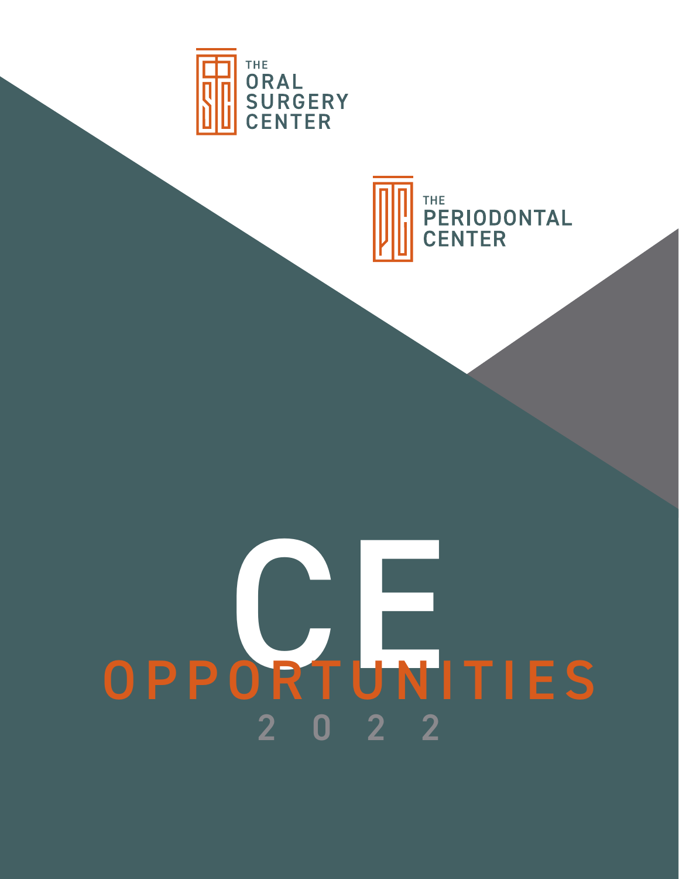THE ORAL SURGERY CENTER

THE PERIODONTAL CENTER

# CE OPPORTUNITIES

## 2022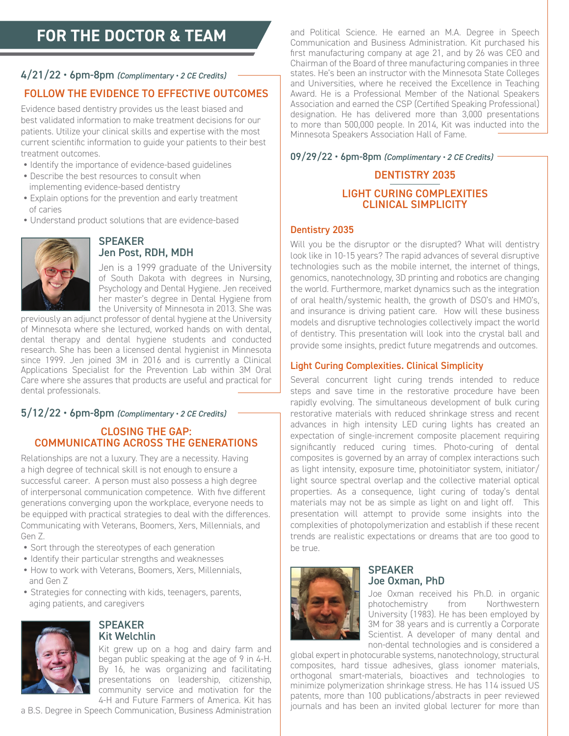# FOR THE DOCTOR & TEAM

### 4/21/22 • 6pm-8pm *(Complimentary • 2 CE Credits)*

## FOLLOW THE EVIDENCE TO EFFECTIVE OUTCOMES

Evidence based dentistry provides us the least biased and best validated information to make treatment decisions for our patients. Utilize your clinical skills and expertise with the most current scientific information to guide your patients to their best treatment outcomes.

- Identify the importance of evidence-based guidelines
- Describe the best resources to consult when implementing evidence-based dentistry
- Explain options for the prevention and early treatment of caries
- Understand product solutions that are evidence-based

**SPEAKER**
**Jen Post, RDH, MDH**

Jen is a 1999 graduate of the University of South Dakota with degrees in Nursing, Psychology and Dental Hygiene. Jen received her master's degree in Dental Hygiene from the University of Minnesota in 2013. She was previously an adjunct professor of dental hygiene at the University of Minnesota where she lectured, worked hands on with dental, dental therapy and dental hygiene students and conducted research. She has been a licensed dental hygienist in Minnesota since 1999. Jen joined 3M in 2016 and is currently a Clinical Applications Specialist for the Prevention Lab within 3M Oral Care where she assures that products are useful and practical for dental professionals.

### 5/12/22 • 6pm-8pm *(Complimentary • 2 CE Credits)*

## CLOSING THE GAP: COMMUNICATING ACROSS THE GENERATIONS

Relationships are not a luxury. They are a necessity. Having a high degree of technical skill is not enough to ensure a successful career. A person must also possess a high degree of interpersonal communication competence. With five different generations converging upon the workplace, everyone needs to be equipped with practical strategies to deal with the differences. Communicating with Veterans, Boomers, Xers, Millennials, and Gen Z.

- Sort through the stereotypes of each generation
- Identify their particular strengths and weaknesses
- How to work with Veterans, Boomers, Xers, Millennials, and Gen Z
- Strategies for connecting with kids, teenagers, parents, aging patients, and caregivers

**SPEAKER**
**Kit Welchlin**

Kit grew up on a hog and dairy farm and began public speaking at the age of 9 in 4-H. By 16, he was organizing and facilitating presentations on leadership, citizenship, community service and motivation for the 4-H and Future Farmers of America. Kit has a B.S. Degree in Speech Communication, Business Administration and Political Science. He earned an M.A. Degree in Speech Communication and Business Administration. Kit purchased his first manufacturing company at age 21, and by 26 was CEO and Chairman of the Board of three manufacturing companies in three states. He's been an instructor with the Minnesota State Colleges and Universities, where he received the Excellence in Teaching Award. He is a Professional Member of the National Speakers Association and earned the CSP (Certified Speaking Professional) designation. He has delivered more than 3,000 presentations to more than 500,000 people. In 2014, Kit was inducted into the Minnesota Speakers Association Hall of Fame.

### 09/29/22 • 6pm-8pm *(Complimentary • 2 CE Credits)*

## DENTISTRY 2035

## LIGHT CURING COMPLEXITIES CLINICAL SIMPLICITY

### Dentistry 2035

Will you be the disruptor or the disrupted? What will dentistry look like in 10-15 years? The rapid advances of several disruptive technologies such as the mobile internet, the internet of things, genomics, nanotechnology, 3D printing and robotics are changing the world. Furthermore, market dynamics such as the integration of oral health/systemic health, the growth of DSO's and HMO's, and insurance is driving patient care. How will these business models and disruptive technologies collectively impact the world of dentistry. This presentation will look into the crystal ball and provide some insights, predict future megatrends and outcomes.

### Light Curing Complexities. Clinical Simplicity

Several concurrent light curing trends intended to reduce steps and save time in the restorative procedure have been rapidly evolving. The simultaneous development of bulk curing restorative materials with reduced shrinkage stress and recent advances in high intensity LED curing lights has created an expectation of single-increment composite placement requiring significantly reduced curing times. Photo-curing of dental composites is governed by an array of complex interactions such as light intensity, exposure time, photoinitiator system, initiator/light source spectral overlap and the collective material optical properties. As a consequence, light curing of today's dental materials may not be as simple as light on and light off. This presentation will attempt to provide some insights into the complexities of photopolymerization and establish if these recent trends are realistic expectations or dreams that are too good to be true.

**SPEAKER**
**Joe Oxman, PhD**

Joe Oxman received his Ph.D. in organic photochemistry from Northwestern University (1983). He has been employed by 3M for 38 years and is currently a Corporate Scientist. A developer of many dental and non-dental technologies and is considered a global expert in photocurable systems, nanotechnology, structural composites, hard tissue adhesives, glass ionomer materials, orthogonal smart-materials, bioactives and technologies to minimize polymerization shrinkage stress. He has 114 issued US patents, more than 100 publications/abstracts in peer reviewed journals and has been an invited global lecturer for more than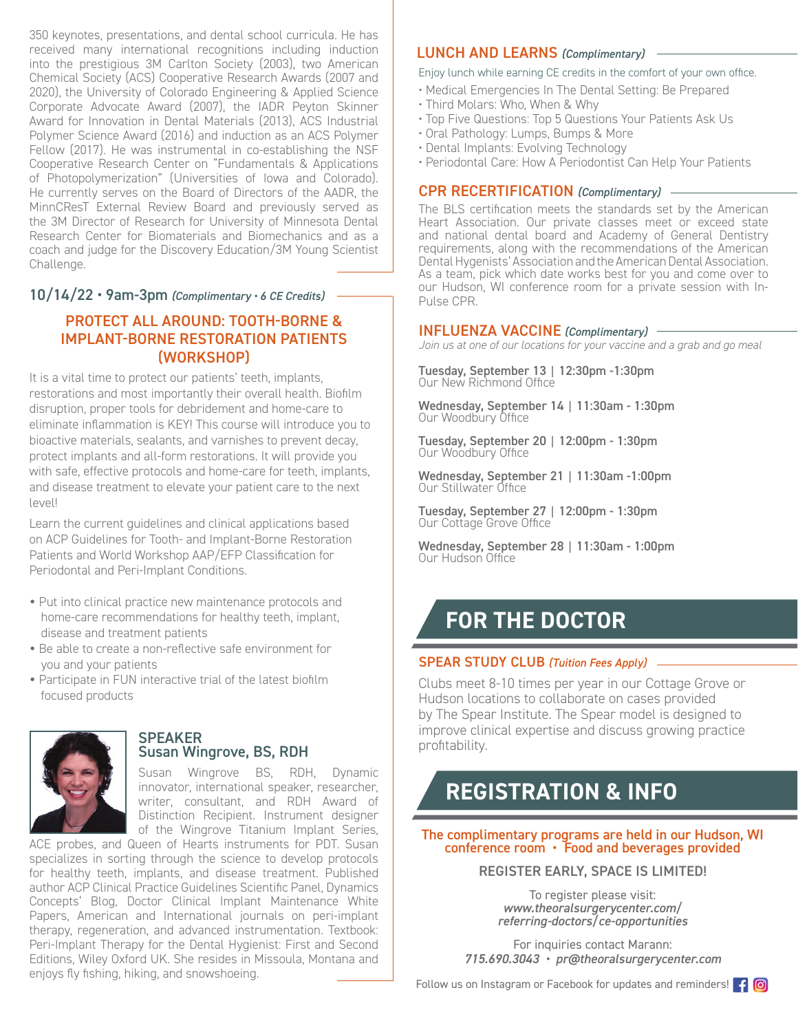350 keynotes, presentations, and dental school curricula. He has received many international recognitions including induction into the prestigious 3M Carlton Society (2003), two American Chemical Society (ACS) Cooperative Research Awards (2007 and 2020), the University of Colorado Engineering & Applied Science Corporate Advocate Award (2007), the IADR Peyton Skinner Award for Innovation in Dental Materials (2013), ACS Industrial Polymer Science Award (2016) and induction as an ACS Polymer Fellow (2017). He was instrumental in co-establishing the NSF Cooperative Research Center on "Fundamentals & Applications of Photopolymerization" (Universities of Iowa and Colorado). He currently serves on the Board of Directors of the AADR, the MinnCResT External Review Board and previously served as the 3M Director of Research for University of Minnesota Dental Research Center for Biomaterials and Biomechanics and as a coach and judge for the Discovery Education/3M Young Scientist Challenge.

## 10/14/22 • 9am-3pm *(Complimentary • 6 CE Credits)*

### PROTECT ALL AROUND: TOOTH-BORNE & IMPLANT-BORNE RESTORATION PATIENTS (WORKSHOP)

It is a vital time to protect our patients' teeth, implants, restorations and most importantly their overall health. Biofilm disruption, proper tools for debridement and home-care to eliminate inflammation is KEY! This course will introduce you to bioactive materials, sealants, and varnishes to prevent decay, protect implants and all-form restorations. It will provide you with safe, effective protocols and home-care for teeth, implants, and disease treatment to elevate your patient care to the next level!

Learn the current guidelines and clinical applications based on ACP Guidelines for Tooth- and Implant-Borne Restoration Patients and World Workshop AAP/EFP Classification for Periodontal and Peri-Implant Conditions.

- Put into clinical practice new maintenance protocols and home-care recommendations for healthy teeth, implant, disease and treatment patients
- Be able to create a non-reflective safe environment for you and your patients
- Participate in FUN interactive trial of the latest biofilm focused products

**SPEAKER**
**Susan Wingrove, BS, RDH**

Susan Wingrove BS, RDH, Dynamic innovator, international speaker, researcher, writer, consultant, and RDH Award of Distinction Recipient. Instrument designer of the Wingrove Titanium Implant Series, ACE probes, and Queen of Hearts instruments for PDT. Susan specializes in sorting through the science to develop protocols for healthy teeth, implants, and disease treatment. Published author ACP Clinical Practice Guidelines Scientific Panel, Dynamics Concepts' Blog, Doctor Clinical Implant Maintenance White Papers, American and International journals on peri-implant therapy, regeneration, and advanced instrumentation. Textbook: Peri-Implant Therapy for the Dental Hygienist: First and Second Editions, Wiley Oxford UK. She resides in Missoula, Montana and enjoys fly fishing, hiking, and snowshoeing.

### LUNCH AND LEARNS *(Complimentary)*

Enjoy lunch while earning CE credits in the comfort of your own office.

- Medical Emergencies In The Dental Setting: Be Prepared
- Third Molars: Who, When & Why
- Top Five Questions: Top 5 Questions Your Patients Ask Us
- Oral Pathology: Lumps, Bumps & More
- Dental Implants: Evolving Technology
- Periodontal Care: How A Periodontist Can Help Your Patients

### CPR RECERTIFICATION *(Complimentary)*

The BLS certification meets the standards set by the American Heart Association. Our private classes meet or exceed state and national dental board and Academy of General Dentistry requirements, along with the recommendations of the American Dental Hygienists' Association and the American Dental Association. As a team, pick which date works best for you and come over to our Hudson, WI conference room for a private session with In-Pulse CPR.

### INFLUENZA VACCINE *(Complimentary)*

*Join us at one of our locations for your vaccine and a grab and go meal*

**Tuesday, September 13 | 12:30pm -1:30pm**
Our New Richmond Office

**Wednesday, September 14 | 11:30am - 1:30pm**
Our Woodbury Office

**Tuesday, September 20 | 12:00pm - 1:30pm**
Our Woodbury Office

**Wednesday, September 21 | 11:30am -1:00pm**
Our Stillwater Office

**Tuesday, September 27 | 12:00pm - 1:30pm**
Our Cottage Grove Office

**Wednesday, September 28 | 11:30am - 1:00pm**
Our Hudson Office

# FOR THE DOCTOR

### SPEAR STUDY CLUB *(Tuition Fees Apply)*

Clubs meet 8-10 times per year in our Cottage Grove or Hudson locations to collaborate on cases provided by The Spear Institute. The Spear model is designed to improve clinical expertise and discuss growing practice profitability.

# REGISTRATION & INFO

**The complimentary programs are held in our Hudson, WI conference room • Food and beverages provided**

REGISTER EARLY, SPACE IS LIMITED!

To register please visit:
*www.theoralsurgerycenter.com/referring-doctors/ce-opportunities*

For inquiries contact Marann:
*715.690.3043 • pr@theoralsurgerycenter.com*

Follow us on Instagram or Facebook for updates and reminders!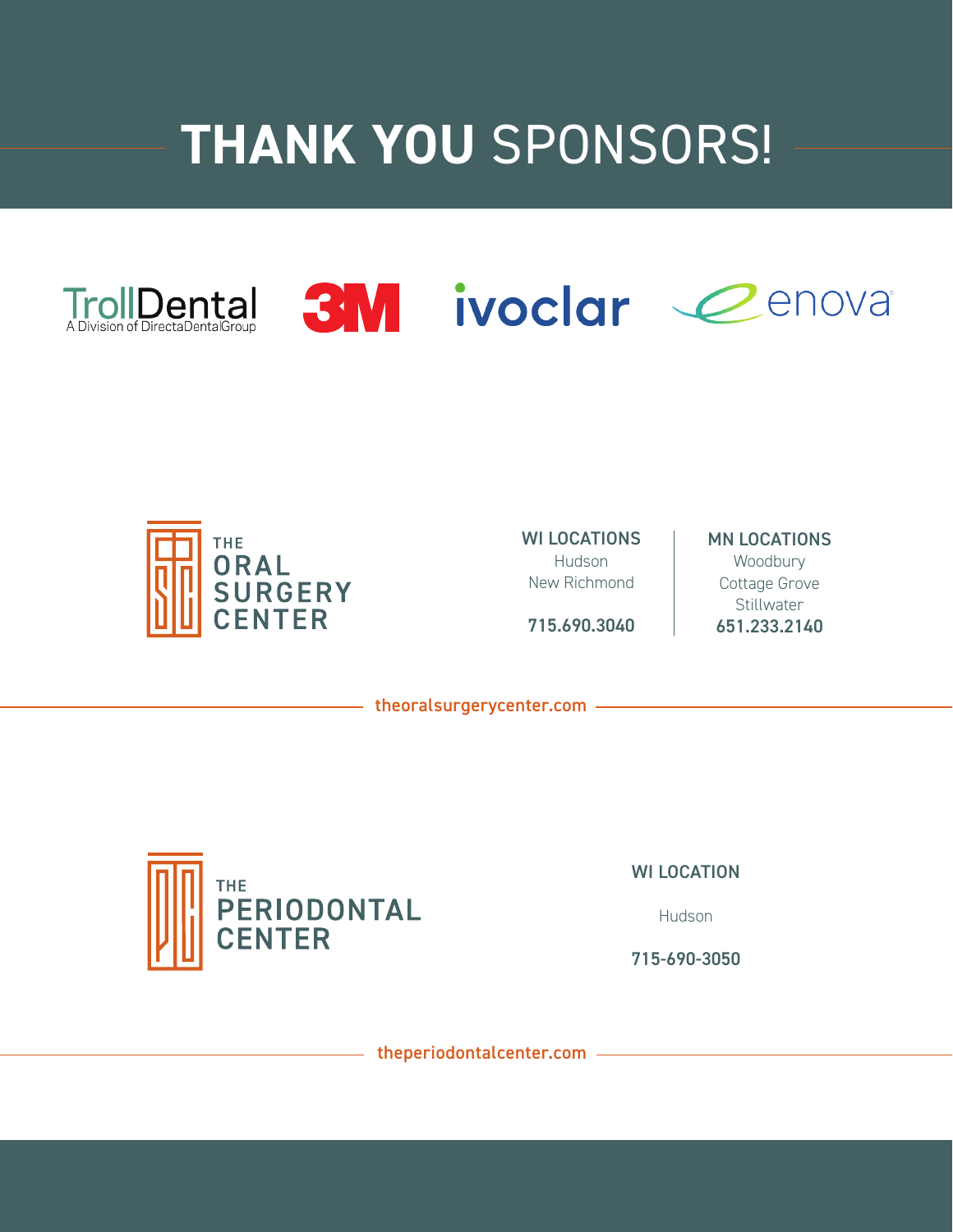# **THANK YOU** SPONSORS!

TrollDental
A Division of DirectaDentalGroup

3M

ivoclar

enova

THE ORAL SURGERY CENTER

**WI LOCATIONS**
Hudson
New Richmond

**715.690.3040**

**MN LOCATIONS**
Woodbury
Cottage Grove
Stillwater
**651.233.2140**

theoralsurgerycenter.com

THE PERIODONTAL CENTER

**WI LOCATION**

Hudson

**715-690-3050**

theperiodontalcenter.com